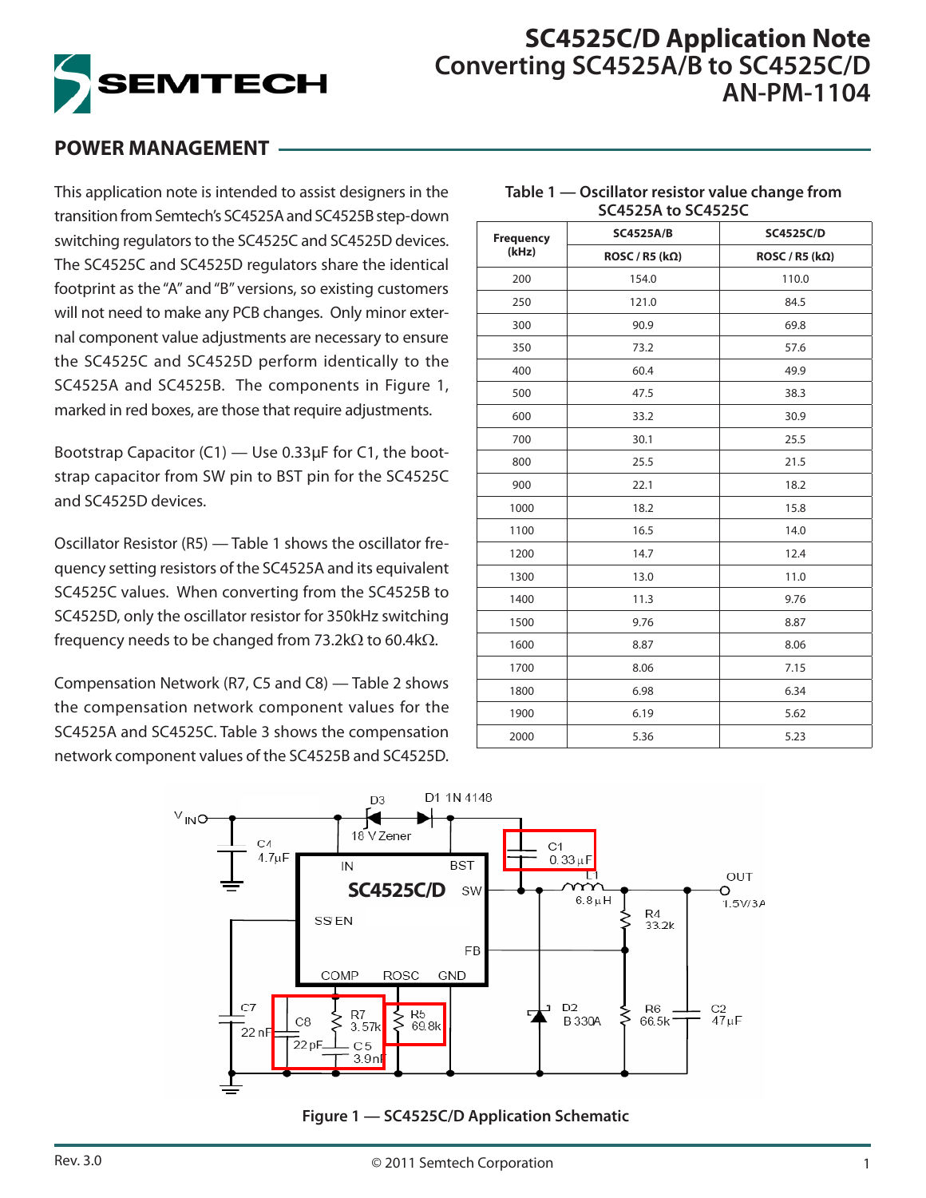# SC4525C/D Application Note
# Converting SC4525A/B to SC4525C/D
# AN-PM-1104

## POWER MANAGEMENT

This application note is intended to assist designers in the transition from Semtech's SC4525A and SC4525B step-down switching regulators to the SC4525C and SC4525D devices. The SC4525C and SC4525D regulators share the identical footprint as the "A" and "B" versions, so existing customers will not need to make any PCB changes. Only minor external component value adjustments are necessary to ensure the SC4525C and SC4525D perform identically to the SC4525A and SC4525B. The components in Figure 1, marked in red boxes, are those that require adjustments.

Bootstrap Capacitor (C1) — Use 0.33µF for C1, the bootstrap capacitor from SW pin to BST pin for the SC4525C and SC4525D devices.

Oscillator Resistor (R5) — Table 1 shows the oscillator frequency setting resistors of the SC4525A and its equivalent SC4525C values. When converting from the SC4525B to SC4525D, only the oscillator resistor for 350kHz switching frequency needs to be changed from 73.2kΩ to 60.4kΩ.

Compensation Network (R7, C5 and C8) — Table 2 shows the compensation network component values for the SC4525A and SC4525C. Table 3 shows the compensation network component values of the SC4525B and SC4525D.

**Table 1 — Oscillator resistor value change from SC4525A to SC4525C**

| Frequency (kHz) | SC4525A/B | SC4525C/D |
|---|---|---|
| | ROSC / R5 (kΩ) | ROSC / R5 (kΩ) |
| 200 | 154.0 | 110.0 |
| 250 | 121.0 | 84.5 |
| 300 | 90.9 | 69.8 |
| 350 | 73.2 | 57.6 |
| 400 | 60.4 | 49.9 |
| 500 | 47.5 | 38.3 |
| 600 | 33.2 | 30.9 |
| 700 | 30.1 | 25.5 |
| 800 | 25.5 | 21.5 |
| 900 | 22.1 | 18.2 |
| 1000 | 18.2 | 15.8 |
| 1100 | 16.5 | 14.0 |
| 1200 | 14.7 | 12.4 |
| 1300 | 13.0 | 11.0 |
| 1400 | 11.3 | 9.76 |
| 1500 | 9.76 | 8.87 |
| 1600 | 8.87 | 8.06 |
| 1700 | 8.06 | 7.15 |
| 1800 | 6.98 | 6.34 |
| 1900 | 6.19 | 5.62 |
| 2000 | 5.36 | 5.23 |

**Figure 1 — SC4525C/D Application Schematic**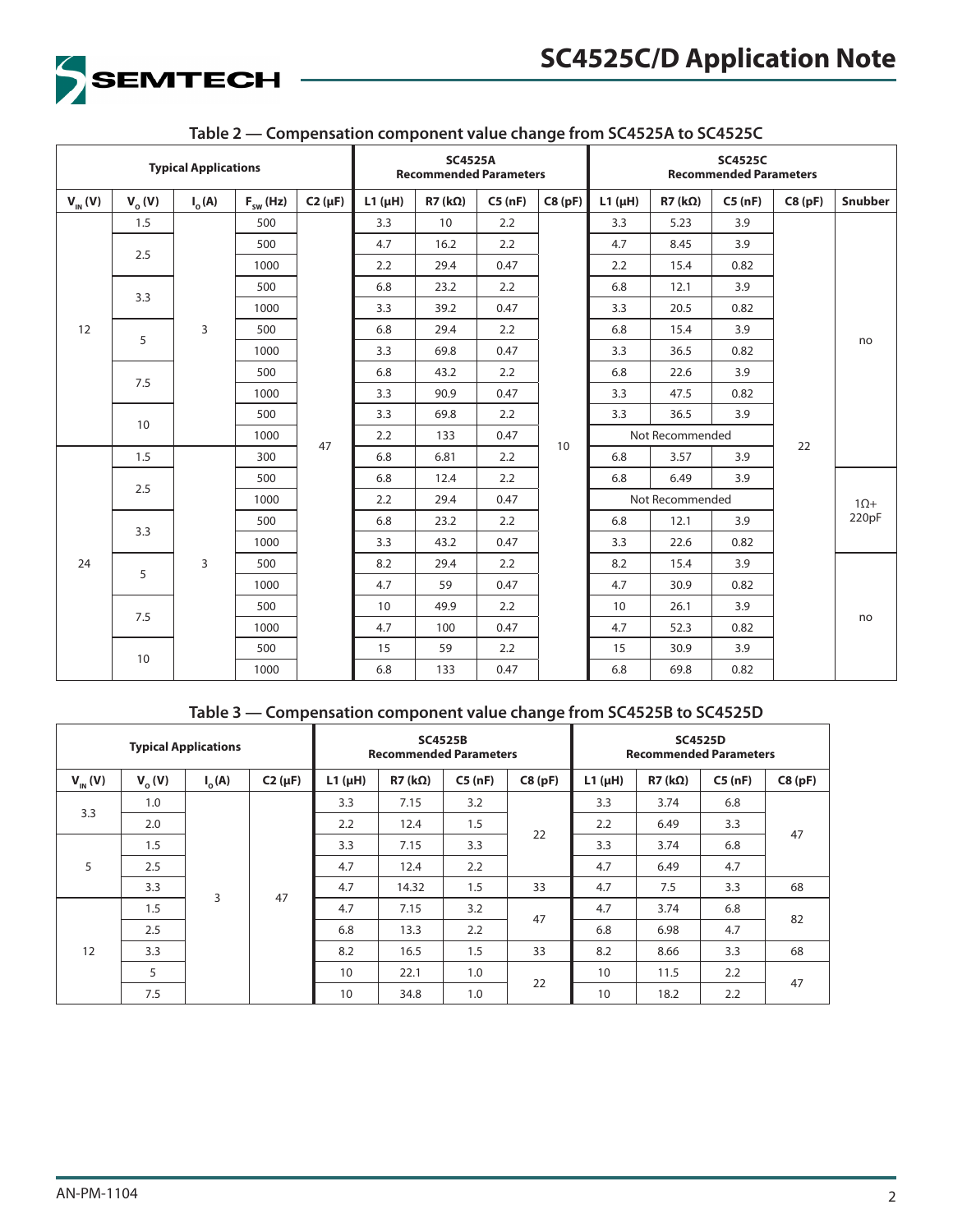## Table 2 — Compensation component value change from SC4525A to SC4525C

| Typical Applications | | | | | SC4525A Recommended Parameters | | | | SC4525C Recommended Parameters | | | | |
|---|---|---|---|---|---|---|---|---|---|---|---|---|---|
| $V_{IN}$ (V) | $V_O$ (V) | $I_O$ (A) | $F_{SW}$ (Hz) | C2 (μF) | L1 (μH) | R7 (kΩ) | C5 (nF) | C8 (pF) | L1 (μH) | R7 (kΩ) | C5 (nF) | C8 (pF) | Snubber |
| 12 | 1.5 | 3 | 500 | 47 | 3.3 | 10 | 2.2 | 10 | 3.3 | 5.23 | 3.9 | 22 | no |
| | 2.5 | | 500 | | 4.7 | 16.2 | 2.2 | | 4.7 | 8.45 | 3.9 | | |
| | | | 1000 | | 2.2 | 29.4 | 0.47 | | 2.2 | 15.4 | 0.82 | | |
| | 3.3 | | 500 | | 6.8 | 23.2 | 2.2 | | 6.8 | 12.1 | 3.9 | | |
| | | | 1000 | | 3.3 | 39.2 | 0.47 | | 3.3 | 20.5 | 0.82 | | |
| | 5 | | 500 | | 6.8 | 29.4 | 2.2 | | 6.8 | 15.4 | 3.9 | | |
| | | | 1000 | | 3.3 | 69.8 | 0.47 | | 3.3 | 36.5 | 0.82 | | |
| | 7.5 | | 500 | | 6.8 | 43.2 | 2.2 | | 6.8 | 22.6 | 3.9 | | |
| | | | 1000 | | 3.3 | 90.9 | 0.47 | | 3.3 | 47.5 | 0.82 | | |
| | 10 | | 500 | | 3.3 | 69.8 | 2.2 | | 3.3 | 36.5 | 3.9 | | |
| | | | 1000 | | 2.2 | 133 | 0.47 | | Not Recommended | | | | |
| 24 | 1.5 | 3 | 300 | | 6.8 | 6.81 | 2.2 | | 6.8 | 3.57 | 3.9 | | |
| | 2.5 | | 500 | | 6.8 | 12.4 | 2.2 | | 6.8 | 6.49 | 3.9 | | 1Ω+ 220pF |
| | | | 1000 | | 2.2 | 29.4 | 0.47 | | Not Recommended | | | | |
| | 3.3 | | 500 | | 6.8 | 23.2 | 2.2 | | 6.8 | 12.1 | 3.9 | | |
| | | | 1000 | | 3.3 | 43.2 | 0.47 | | 3.3 | 22.6 | 0.82 | | |
| | 5 | | 500 | | 8.2 | 29.4 | 2.2 | | 8.2 | 15.4 | 3.9 | | no |
| | | | 1000 | | 4.7 | 59 | 0.47 | | 4.7 | 30.9 | 0.82 | | |
| | 7.5 | | 500 | | 10 | 49.9 | 2.2 | | 10 | 26.1 | 3.9 | | |
| | | | 1000 | | 4.7 | 100 | 0.47 | | 4.7 | 52.3 | 0.82 | | |
| | 10 | | 500 | | 15 | 59 | 2.2 | | 15 | 30.9 | 3.9 | | |
| | | | 1000 | | 6.8 | 133 | 0.47 | | 6.8 | 69.8 | 0.82 | | |

## Table 3 — Compensation component value change from SC4525B to SC4525D

| Typical Applications | | | | SC4525B Recommended Parameters | | | | SC4525D Recommended Parameters | | | |
|---|---|---|---|---|---|---|---|---|---|---|---|
| $V_{IN}$ (V) | $V_O$ (V) | $I_O$ (A) | C2 (μF) | L1 (μH) | R7 (kΩ) | C5 (nF) | C8 (pF) | L1 (μH) | R7 (kΩ) | C5 (nF) | C8 (pF) |
| 3.3 | 1.0 | 3 | 47 | 3.3 | 7.15 | 3.2 | 22 | 3.3 | 3.74 | 6.8 | 47 |
| | 2.0 | | | 2.2 | 12.4 | 1.5 | | 2.2 | 6.49 | 3.3 | |
| 5 | 1.5 | | | 3.3 | 7.15 | 3.3 | | 3.3 | 3.74 | 6.8 | |
| | 2.5 | | | 4.7 | 12.4 | 2.2 | | 4.7 | 6.49 | 4.7 | |
| | 3.3 | | | 4.7 | 14.32 | 1.5 | 33 | 4.7 | 7.5 | 3.3 | 68 |
| 12 | 1.5 | | | 4.7 | 7.15 | 3.2 | 47 | 4.7 | 3.74 | 6.8 | 82 |
| | 2.5 | | | 6.8 | 13.3 | 2.2 | | 6.8 | 6.98 | 4.7 | |
| | 3.3 | | | 8.2 | 16.5 | 1.5 | 33 | 8.2 | 8.66 | 3.3 | 68 |
| | 5 | | | 10 | 22.1 | 1.0 | 22 | 10 | 11.5 | 2.2 | 47 |
| | 7.5 | | | 10 | 34.8 | 1.0 | | 10 | 18.2 | 2.2 | |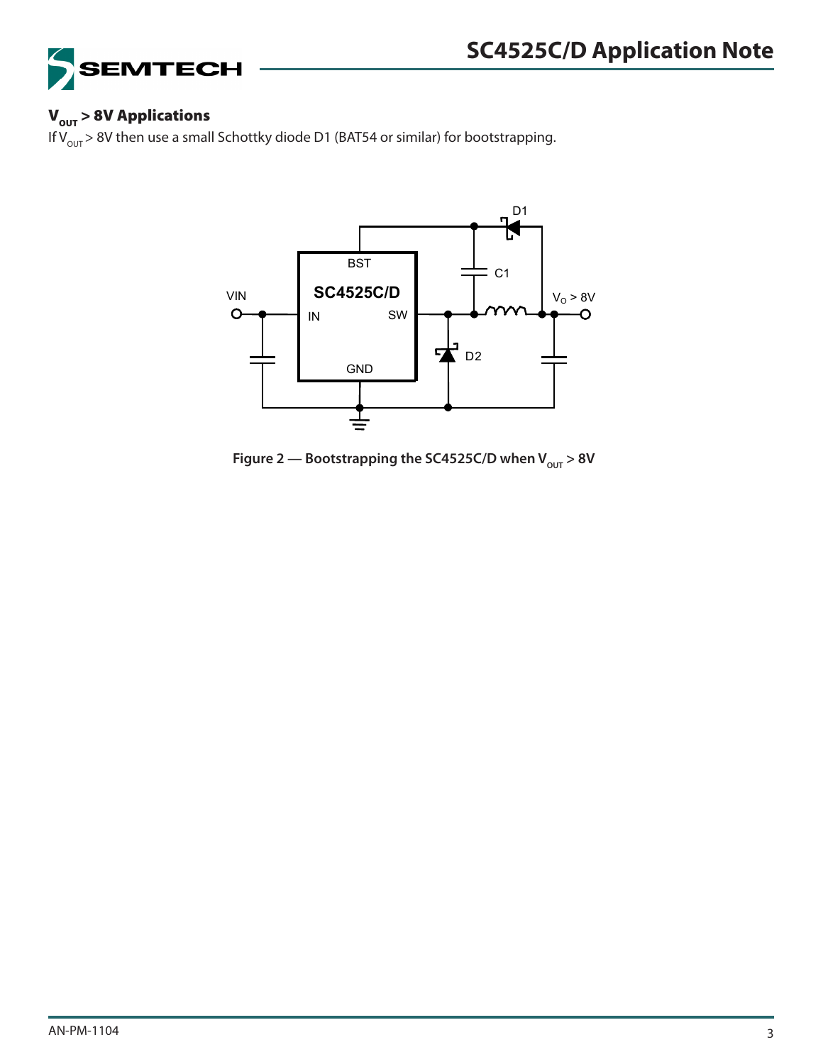### $V_{OUT}$ > 8V Applications

If $V_{OUT}$ > 8V then use a small Schottky diode D1 (BAT54 or similar) for bootstrapping.

**Figure 2 — Bootstrapping the SC4525C/D when $V_{OUT}$ > 8V**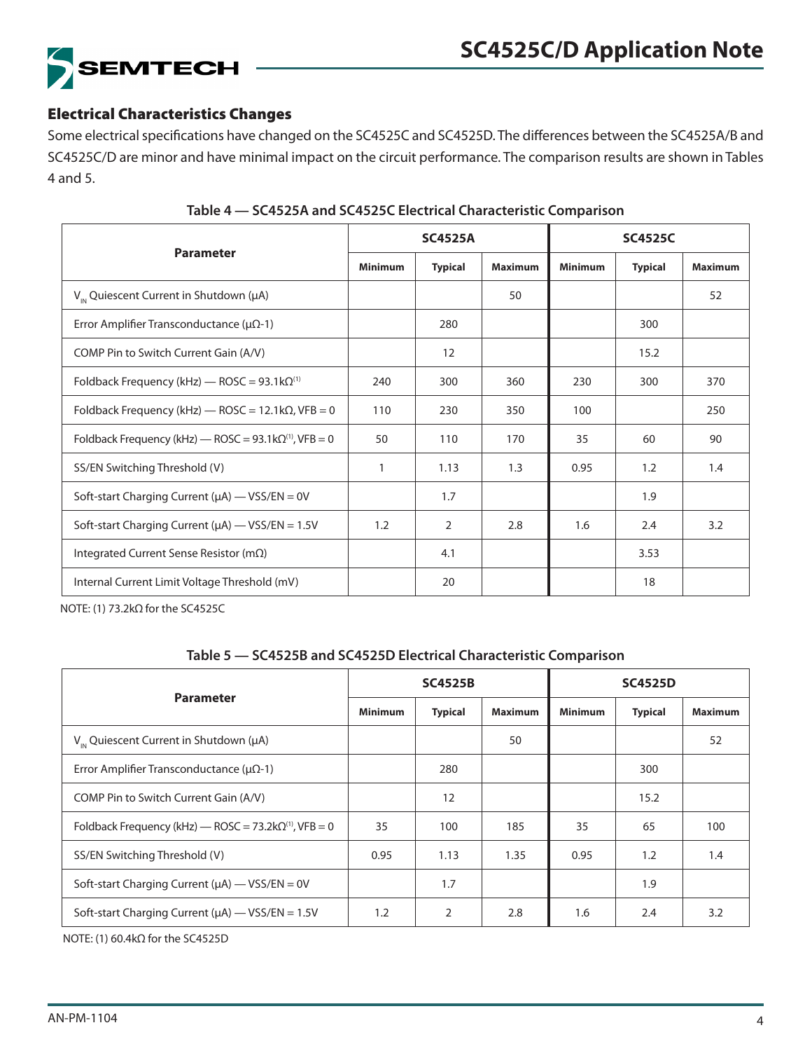## Electrical Characteristics Changes

Some electrical specifications have changed on the SC4525C and SC4525D. The differences between the SC4525A/B and SC4525C/D are minor and have minimal impact on the circuit performance. The comparison results are shown in Tables 4 and 5.

**Table 4 — SC4525A and SC4525C Electrical Characteristic Comparison**

| Parameter | SC4525A | | | SC4525C | | |
|---|---|---|---|---|---|---|
| | Minimum | Typical | Maximum | Minimum | Typical | Maximum |
| $V_{IN}$ Quiescent Current in Shutdown (μA) | | | 50 | | | 52 |
| Error Amplifier Transconductance (μΩ-1) | | 280 | | | 300 | |
| COMP Pin to Switch Current Gain (A/V) | | 12 | | | 15.2 | |
| Foldback Frequency (kHz) — ROSC = 93.1kΩ(1) | 240 | 300 | 360 | 230 | 300 | 370 |
| Foldback Frequency (kHz) — ROSC = 12.1kΩ, VFB = 0 | 110 | 230 | 350 | 100 | | 250 |
| Foldback Frequency (kHz) — ROSC = 93.1kΩ(1), VFB = 0 | 50 | 110 | 170 | 35 | 60 | 90 |
| SS/EN Switching Threshold (V) | 1 | 1.13 | 1.3 | 0.95 | 1.2 | 1.4 |
| Soft-start Charging Current (μA) — VSS/EN = 0V | | 1.7 | | | 1.9 | |
| Soft-start Charging Current (μA) — VSS/EN = 1.5V | 1.2 | 2 | 2.8 | 1.6 | 2.4 | 3.2 |
| Integrated Current Sense Resistor (mΩ) | | 4.1 | | | 3.53 | |
| Internal Current Limit Voltage Threshold (mV) | | 20 | | | 18 | |

NOTE: (1) 73.2kΩ for the SC4525C

**Table 5 — SC4525B and SC4525D Electrical Characteristic Comparison**

| Parameter | SC4525B | | | SC4525D | | |
|---|---|---|---|---|---|---|
| | Minimum | Typical | Maximum | Minimum | Typical | Maximum |
| $V_{IN}$ Quiescent Current in Shutdown (μA) | | | 50 | | | 52 |
| Error Amplifier Transconductance (μΩ-1) | | 280 | | | 300 | |
| COMP Pin to Switch Current Gain (A/V) | | 12 | | | 15.2 | |
| Foldback Frequency (kHz) — ROSC = 73.2kΩ(1), VFB = 0 | 35 | 100 | 185 | 35 | 65 | 100 |
| SS/EN Switching Threshold (V) | 0.95 | 1.13 | 1.35 | 0.95 | 1.2 | 1.4 |
| Soft-start Charging Current (μA) — VSS/EN = 0V | | 1.7 | | | 1.9 | |
| Soft-start Charging Current (μA) — VSS/EN = 1.5V | 1.2 | 2 | 2.8 | 1.6 | 2.4 | 3.2 |

NOTE: (1) 60.4kΩ for the SC4525D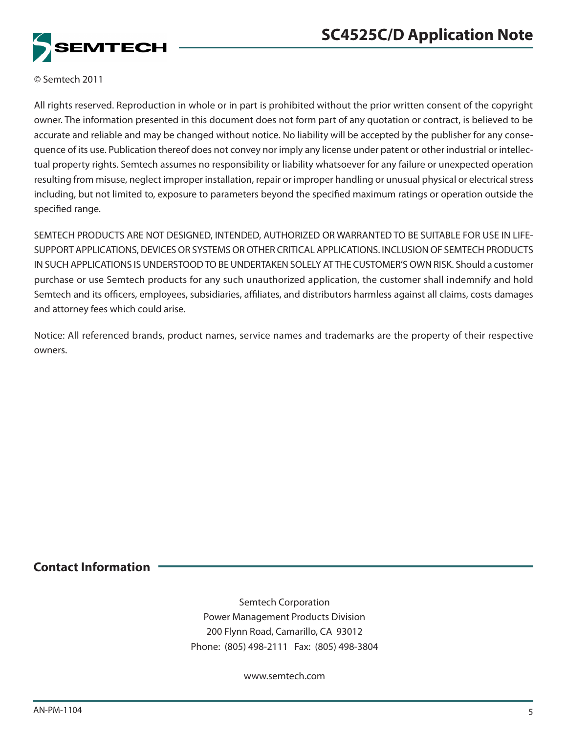© Semtech 2011

All rights reserved. Reproduction in whole or in part is prohibited without the prior written consent of the copyright owner. The information presented in this document does not form part of any quotation or contract, is believed to be accurate and reliable and may be changed without notice. No liability will be accepted by the publisher for any consequence of its use. Publication thereof does not convey nor imply any license under patent or other industrial or intellectual property rights. Semtech assumes no responsibility or liability whatsoever for any failure or unexpected operation resulting from misuse, neglect improper installation, repair or improper handling or unusual physical or electrical stress including, but not limited to, exposure to parameters beyond the specified maximum ratings or operation outside the specified range.

SEMTECH PRODUCTS ARE NOT DESIGNED, INTENDED, AUTHORIZED OR WARRANTED TO BE SUITABLE FOR USE IN LIFE-SUPPORT APPLICATIONS, DEVICES OR SYSTEMS OR OTHER CRITICAL APPLICATIONS. INCLUSION OF SEMTECH PRODUCTS IN SUCH APPLICATIONS IS UNDERSTOOD TO BE UNDERTAKEN SOLELY AT THE CUSTOMER'S OWN RISK. Should a customer purchase or use Semtech products for any such unauthorized application, the customer shall indemnify and hold Semtech and its officers, employees, subsidiaries, affiliates, and distributors harmless against all claims, costs damages and attorney fees which could arise.

Notice: All referenced brands, product names, service names and trademarks are the property of their respective owners.

## Contact Information

Semtech Corporation
Power Management Products Division
200 Flynn Road, Camarillo, CA 93012
Phone: (805) 498-2111 Fax: (805) 498-3804

www.semtech.com